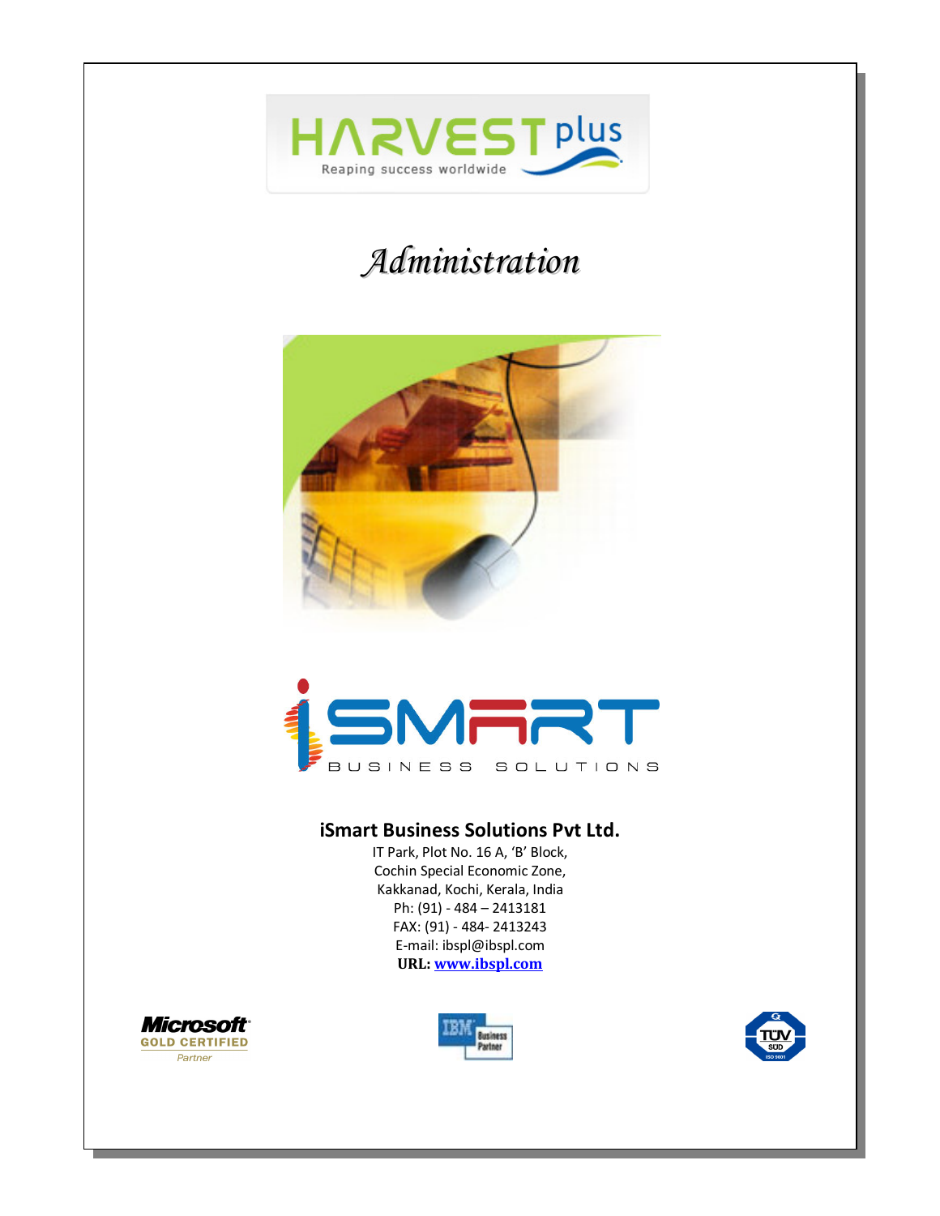HARVEST plus

Reaping success worldwide

# Administration

iSMART BUSINESS SOLUTIONS

**iSmart Business Solutions Pvt Ltd.**

IT Park, Plot No. 16 A, 'B' Block,
Cochin Special Economic Zone,
Kakkanad, Kochi, Kerala, India
Ph: (91) - 484 – 2413181
FAX: (91) - 484- 2413243
E-mail: ibspl@ibspl.com
**URL: www.ibspl.com**

Microsoft GOLD CERTIFIED Partner

IBM Business Partner

TÜV SÜD ISO 9001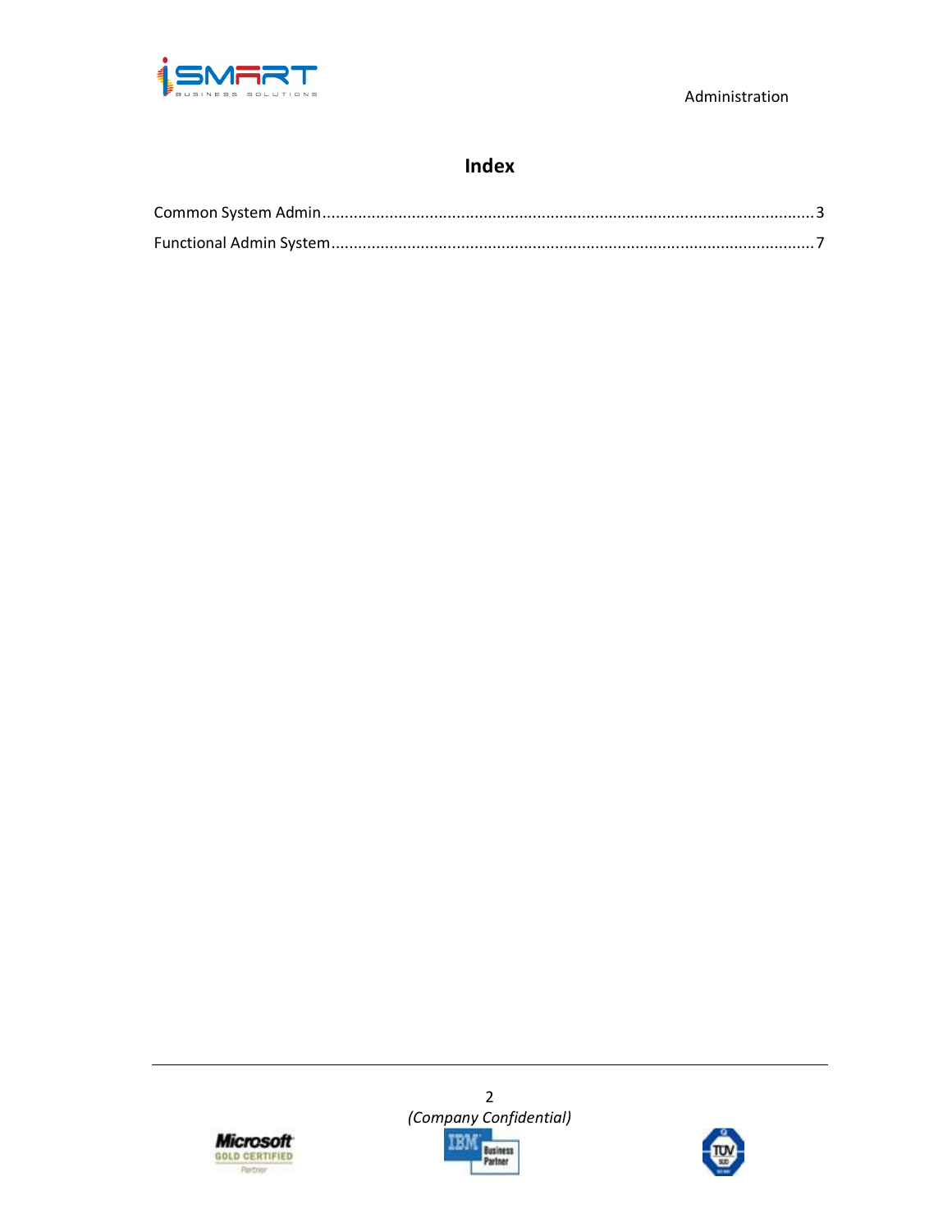# Index

Common System Admin.....................................................................................................3

Functional Admin System..................................................................................................7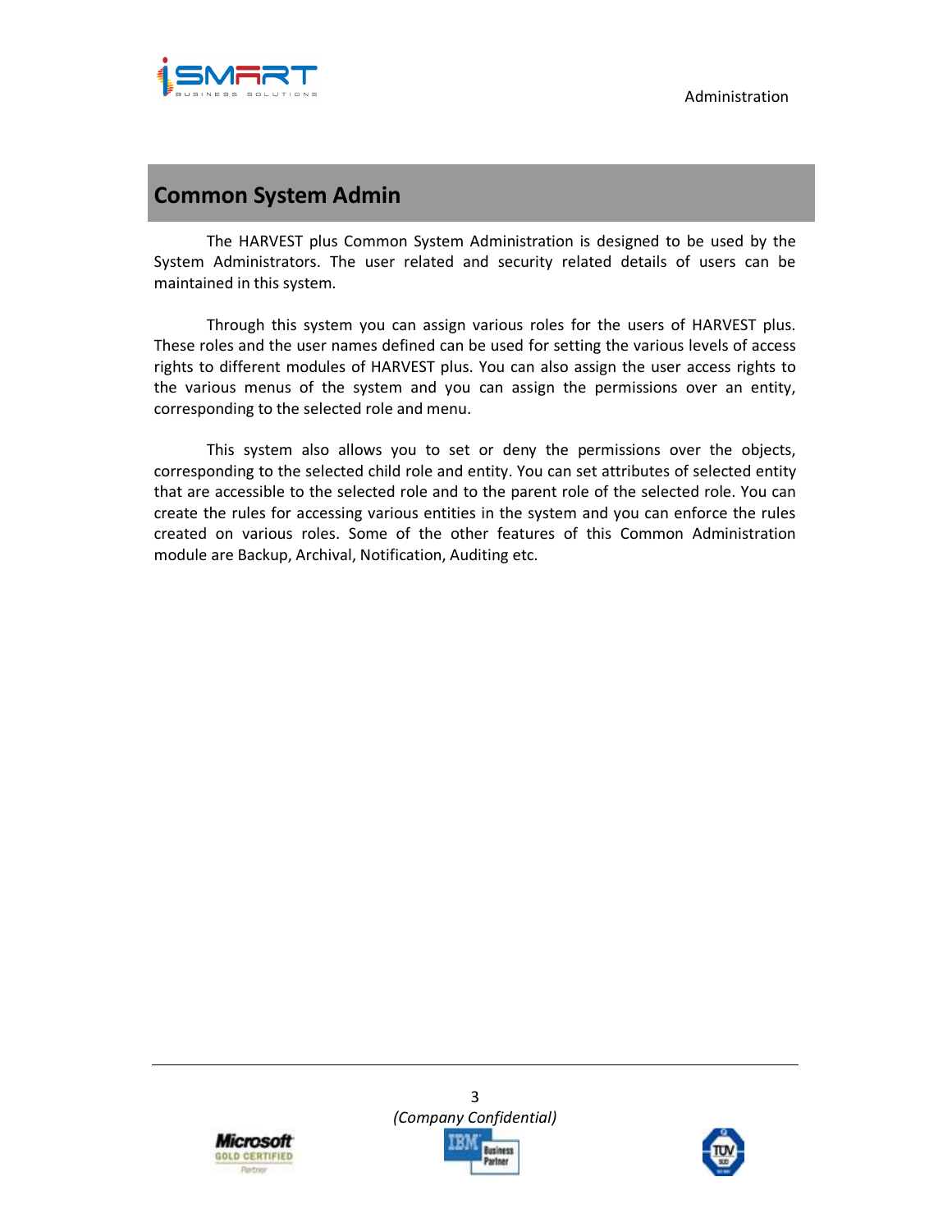## Common System Admin

The HARVEST plus Common System Administration is designed to be used by the System Administrators. The user related and security related details of users can be maintained in this system.

Through this system you can assign various roles for the users of HARVEST plus. These roles and the user names defined can be used for setting the various levels of access rights to different modules of HARVEST plus. You can also assign the user access rights to the various menus of the system and you can assign the permissions over an entity, corresponding to the selected role and menu.

This system also allows you to set or deny the permissions over the objects, corresponding to the selected child role and entity. You can set attributes of selected entity that are accessible to the selected role and to the parent role of the selected role. You can create the rules for accessing various entities in the system and you can enforce the rules created on various roles. Some of the other features of this Common Administration module are Backup, Archival, Notification, Auditing etc.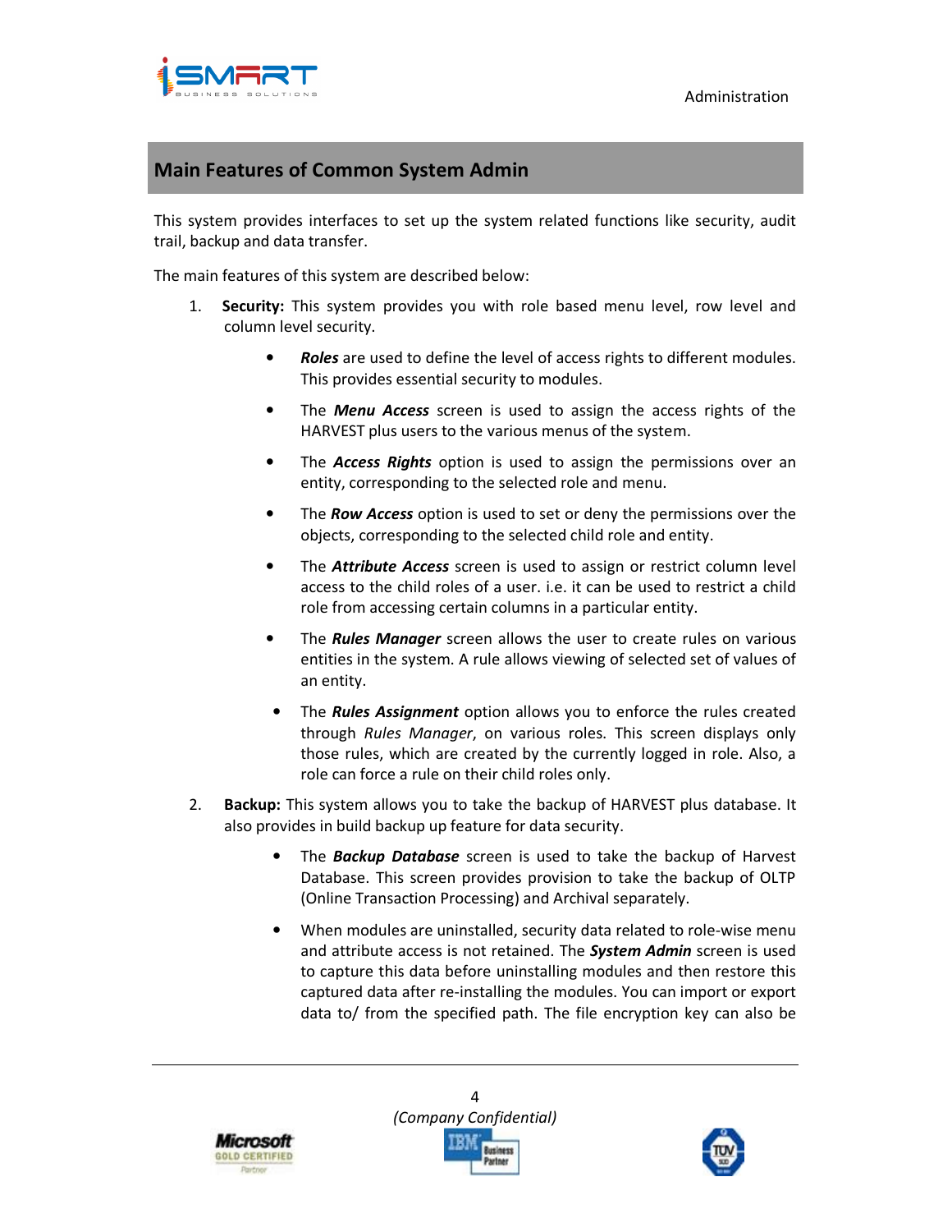## Main Features of Common System Admin

This system provides interfaces to set up the system related functions like security, audit trail, backup and data transfer.

The main features of this system are described below:

1. **Security:** This system provides you with role based menu level, row level and column level security.

    - ***Roles*** are used to define the level of access rights to different modules. This provides essential security to modules.
    - The ***Menu Access*** screen is used to assign the access rights of the HARVEST plus users to the various menus of the system.
    - The ***Access Rights*** option is used to assign the permissions over an entity, corresponding to the selected role and menu.
    - The ***Row Access*** option is used to set or deny the permissions over the objects, corresponding to the selected child role and entity.
    - The ***Attribute Access*** screen is used to assign or restrict column level access to the child roles of a user. i.e. it can be used to restrict a child role from accessing certain columns in a particular entity.
    - The ***Rules Manager*** screen allows the user to create rules on various entities in the system. A rule allows viewing of selected set of values of an entity.
    - The ***Rules Assignment*** option allows you to enforce the rules created through *Rules Manager*, on various roles. This screen displays only those rules, which are created by the currently logged in role. Also, a role can force a rule on their child roles only.

2. **Backup:** This system allows you to take the backup of HARVEST plus database. It also provides in build backup up feature for data security.

    - The ***Backup Database*** screen is used to take the backup of Harvest Database. This screen provides provision to take the backup of OLTP (Online Transaction Processing) and Archival separately.
    - When modules are uninstalled, security data related to role-wise menu and attribute access is not retained. The ***System Admin*** screen is used to capture this data before uninstalling modules and then restore this captured data after re-installing the modules. You can import or export data to/ from the specified path. The file encryption key can also be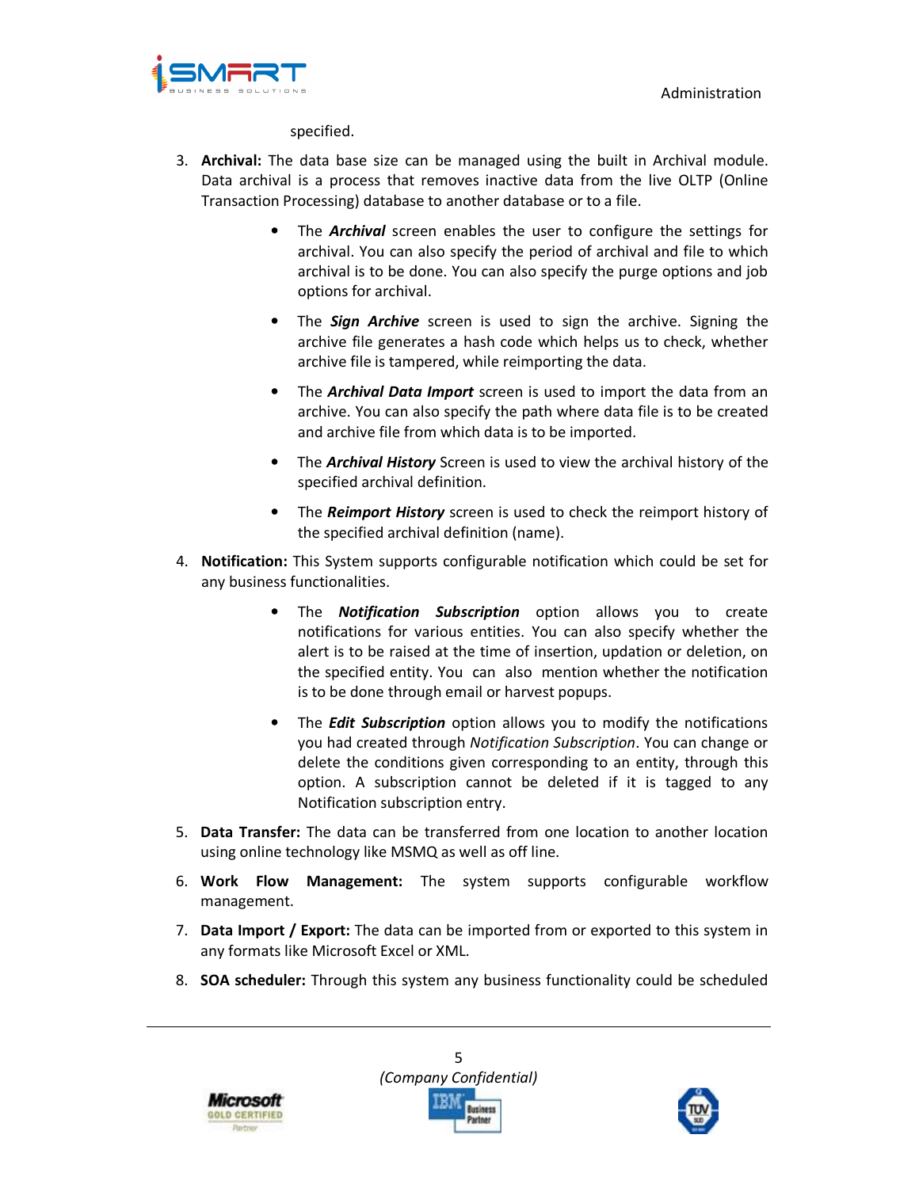specified.

3. **Archival:** The data base size can be managed using the built in Archival module. Data archival is a process that removes inactive data from the live OLTP (Online Transaction Processing) database to another database or to a file.

    - The ***Archival*** screen enables the user to configure the settings for archival. You can also specify the period of archival and file to which archival is to be done. You can also specify the purge options and job options for archival.

    - The ***Sign Archive*** screen is used to sign the archive. Signing the archive file generates a hash code which helps us to check, whether archive file is tampered, while reimporting the data.

    - The ***Archival Data Import*** screen is used to import the data from an archive. You can also specify the path where data file is to be created and archive file from which data is to be imported.

    - The ***Archival History*** Screen is used to view the archival history of the specified archival definition.

    - The ***Reimport History*** screen is used to check the reimport history of the specified archival definition (name).

4. **Notification:** This System supports configurable notification which could be set for any business functionalities.

    - The ***Notification Subscription*** option allows you to create notifications for various entities. You can also specify whether the alert is to be raised at the time of insertion, updation or deletion, on the specified entity. You can also mention whether the notification is to be done through email or harvest popups.

    - The ***Edit Subscription*** option allows you to modify the notifications you had created through *Notification Subscription*. You can change or delete the conditions given corresponding to an entity, through this option. A subscription cannot be deleted if it is tagged to any Notification subscription entry.

5. **Data Transfer:** The data can be transferred from one location to another location using online technology like MSMQ as well as off line.

6. **Work Flow Management:** The system supports configurable workflow management.

7. **Data Import / Export:** The data can be imported from or exported to this system in any formats like Microsoft Excel or XML.

8. **SOA scheduler:** Through this system any business functionality could be scheduled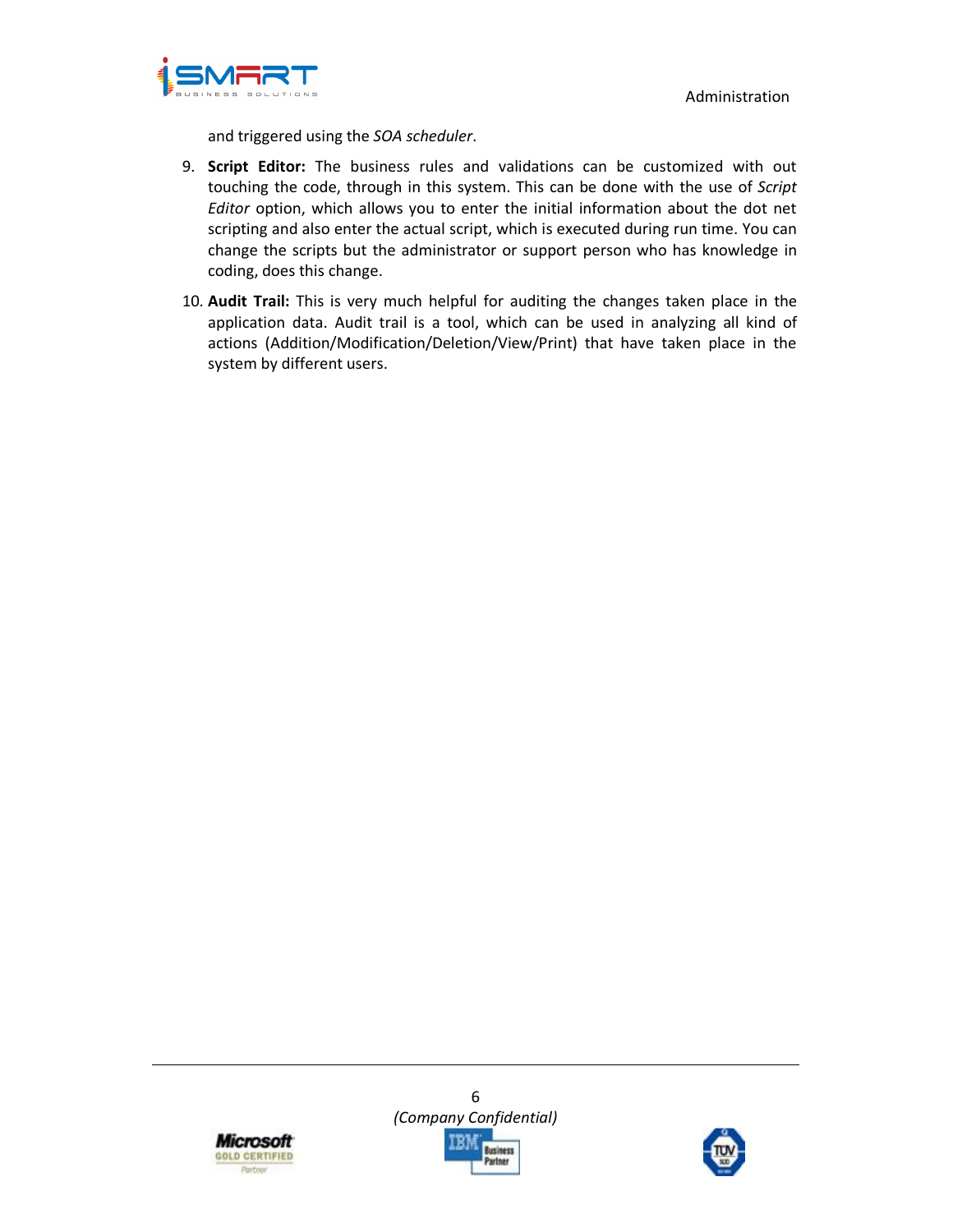and triggered using the *SOA scheduler*.

9. **Script Editor:** The business rules and validations can be customized with out touching the code, through in this system. This can be done with the use of *Script Editor* option, which allows you to enter the initial information about the dot net scripting and also enter the actual script, which is executed during run time. You can change the scripts but the administrator or support person who has knowledge in coding, does this change.

10. **Audit Trail:** This is very much helpful for auditing the changes taken place in the application data. Audit trail is a tool, which can be used in analyzing all kind of actions (Addition/Modification/Deletion/View/Print) that have taken place in the system by different users.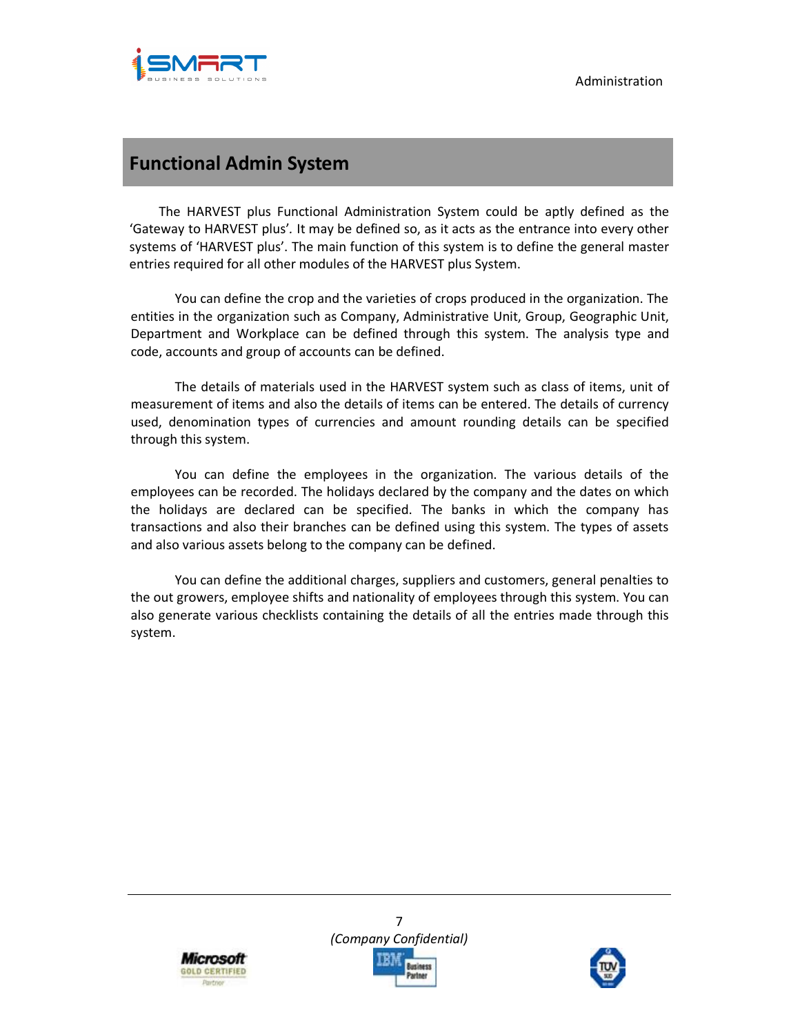# Functional Admin System

The HARVEST plus Functional Administration System could be aptly defined as the 'Gateway to HARVEST plus'. It may be defined so, as it acts as the entrance into every other systems of 'HARVEST plus'. The main function of this system is to define the general master entries required for all other modules of the HARVEST plus System.

You can define the crop and the varieties of crops produced in the organization. The entities in the organization such as Company, Administrative Unit, Group, Geographic Unit, Department and Workplace can be defined through this system. The analysis type and code, accounts and group of accounts can be defined.

The details of materials used in the HARVEST system such as class of items, unit of measurement of items and also the details of items can be entered. The details of currency used, denomination types of currencies and amount rounding details can be specified through this system.

You can define the employees in the organization. The various details of the employees can be recorded. The holidays declared by the company and the dates on which the holidays are declared can be specified. The banks in which the company has transactions and also their branches can be defined using this system. The types of assets and also various assets belong to the company can be defined.

You can define the additional charges, suppliers and customers, general penalties to the out growers, employee shifts and nationality of employees through this system. You can also generate various checklists containing the details of all the entries made through this system.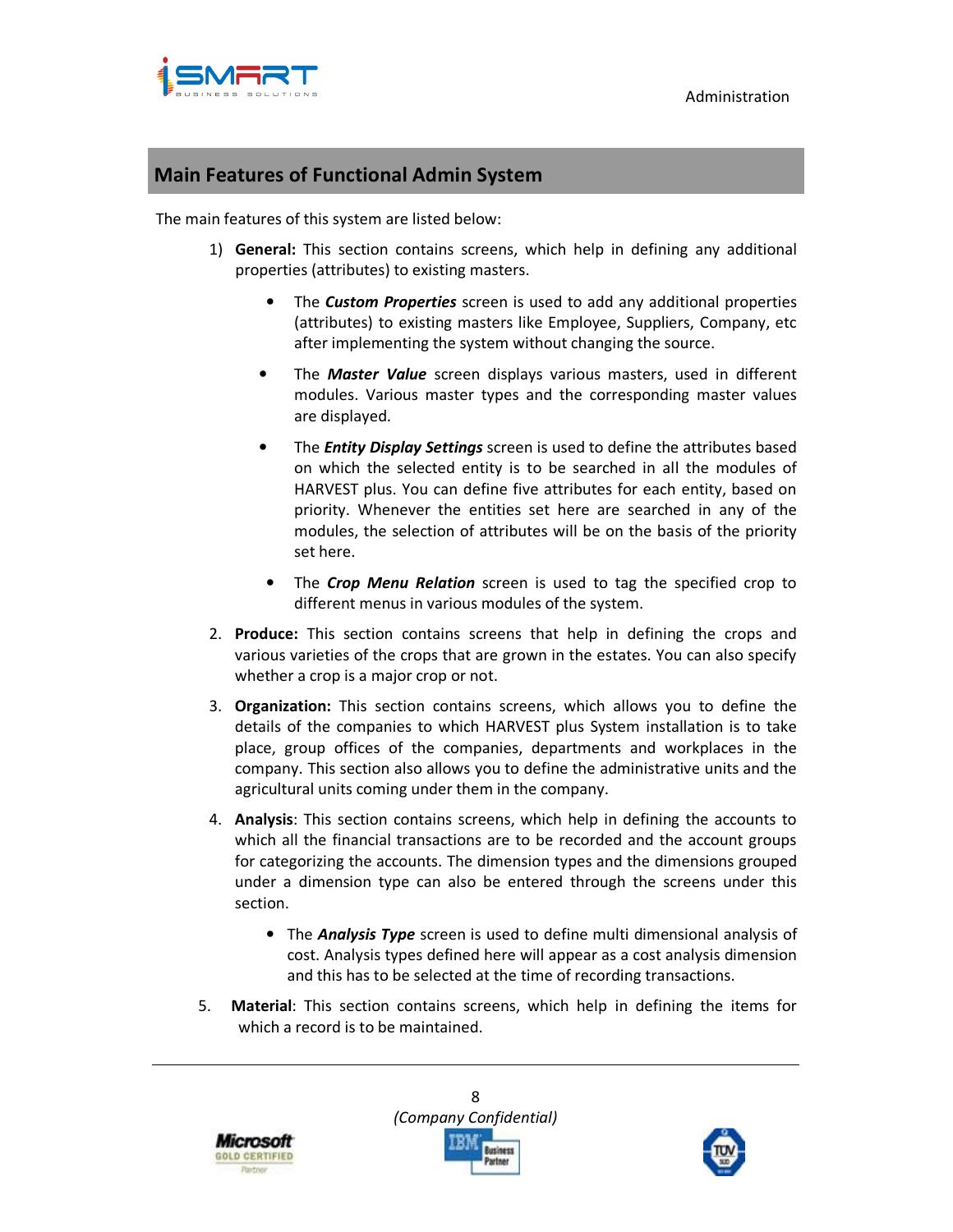## Main Features of Functional Admin System

The main features of this system are listed below:

1) **General:** This section contains screens, which help in defining any additional properties (attributes) to existing masters.

    - The ***Custom Properties*** screen is used to add any additional properties (attributes) to existing masters like Employee, Suppliers, Company, etc after implementing the system without changing the source.
    - The ***Master Value*** screen displays various masters, used in different modules. Various master types and the corresponding master values are displayed.
    - The ***Entity Display Settings*** screen is used to define the attributes based on which the selected entity is to be searched in all the modules of HARVEST plus. You can define five attributes for each entity, based on priority. Whenever the entities set here are searched in any of the modules, the selection of attributes will be on the basis of the priority set here.
    - The ***Crop Menu Relation*** screen is used to tag the specified crop to different menus in various modules of the system.

2. **Produce:** This section contains screens that help in defining the crops and various varieties of the crops that are grown in the estates. You can also specify whether a crop is a major crop or not.

3. **Organization:** This section contains screens, which allows you to define the details of the companies to which HARVEST plus System installation is to take place, group offices of the companies, departments and workplaces in the company. This section also allows you to define the administrative units and the agricultural units coming under them in the company.

4. **Analysis**: This section contains screens, which help in defining the accounts to which all the financial transactions are to be recorded and the account groups for categorizing the accounts. The dimension types and the dimensions grouped under a dimension type can also be entered through the screens under this section.

    - The ***Analysis Type*** screen is used to define multi dimensional analysis of cost. Analysis types defined here will appear as a cost analysis dimension and this has to be selected at the time of recording transactions.

5. **Material**: This section contains screens, which help in defining the items for which a record is to be maintained.

*(Company Confidential)*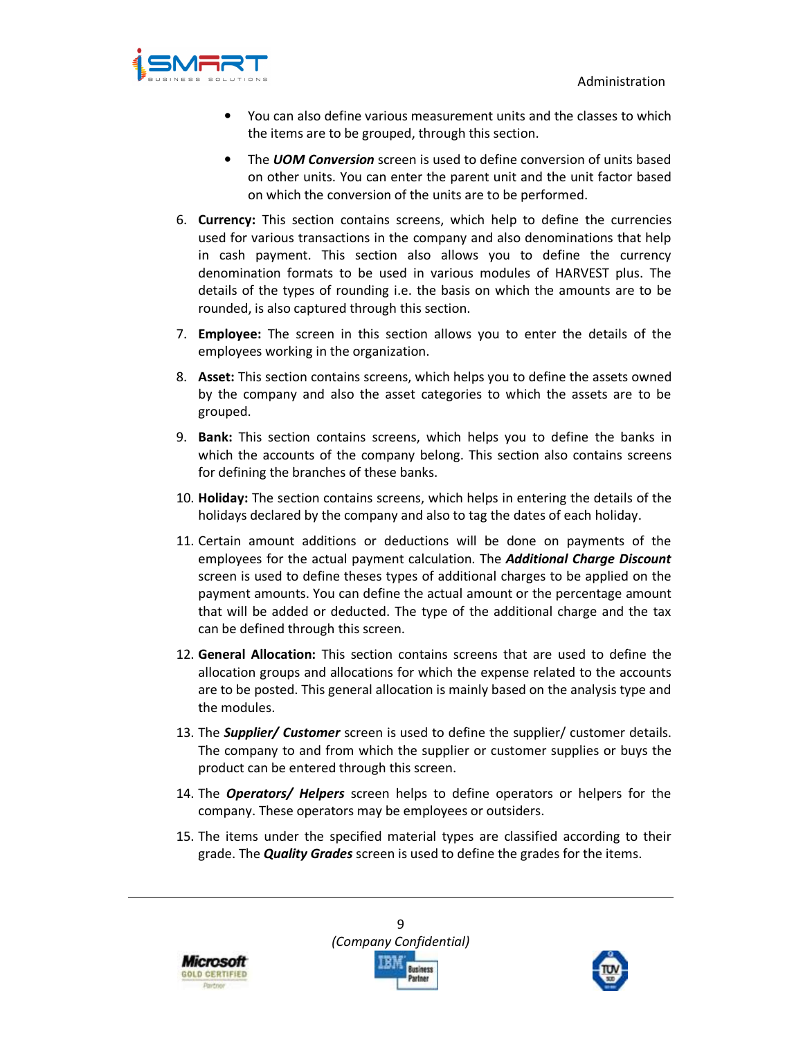- You can also define various measurement units and the classes to which the items are to be grouped, through this section.
- The ***UOM Conversion*** screen is used to define conversion of units based on other units. You can enter the parent unit and the unit factor based on which the conversion of the units are to be performed.

6. **Currency:** This section contains screens, which help to define the currencies used for various transactions in the company and also denominations that help in cash payment. This section also allows you to define the currency denomination formats to be used in various modules of HARVEST plus. The details of the types of rounding i.e. the basis on which the amounts are to be rounded, is also captured through this section.
7. **Employee:** The screen in this section allows you to enter the details of the employees working in the organization.
8. **Asset:** This section contains screens, which helps you to define the assets owned by the company and also the asset categories to which the assets are to be grouped.
9. **Bank:** This section contains screens, which helps you to define the banks in which the accounts of the company belong. This section also contains screens for defining the branches of these banks.
10. **Holiday:** The section contains screens, which helps in entering the details of the holidays declared by the company and also to tag the dates of each holiday.
11. Certain amount additions or deductions will be done on payments of the employees for the actual payment calculation. The ***Additional Charge Discount*** screen is used to define theses types of additional charges to be applied on the payment amounts. You can define the actual amount or the percentage amount that will be added or deducted. The type of the additional charge and the tax can be defined through this screen.
12. **General Allocation:** This section contains screens that are used to define the allocation groups and allocations for which the expense related to the accounts are to be posted. This general allocation is mainly based on the analysis type and the modules.
13. The ***Supplier/ Customer*** screen is used to define the supplier/ customer details. The company to and from which the supplier or customer supplies or buys the product can be entered through this screen.
14. The ***Operators/ Helpers*** screen helps to define operators or helpers for the company. These operators may be employees or outsiders.
15. The items under the specified material types are classified according to their grade. The ***Quality Grades*** screen is used to define the grades for the items.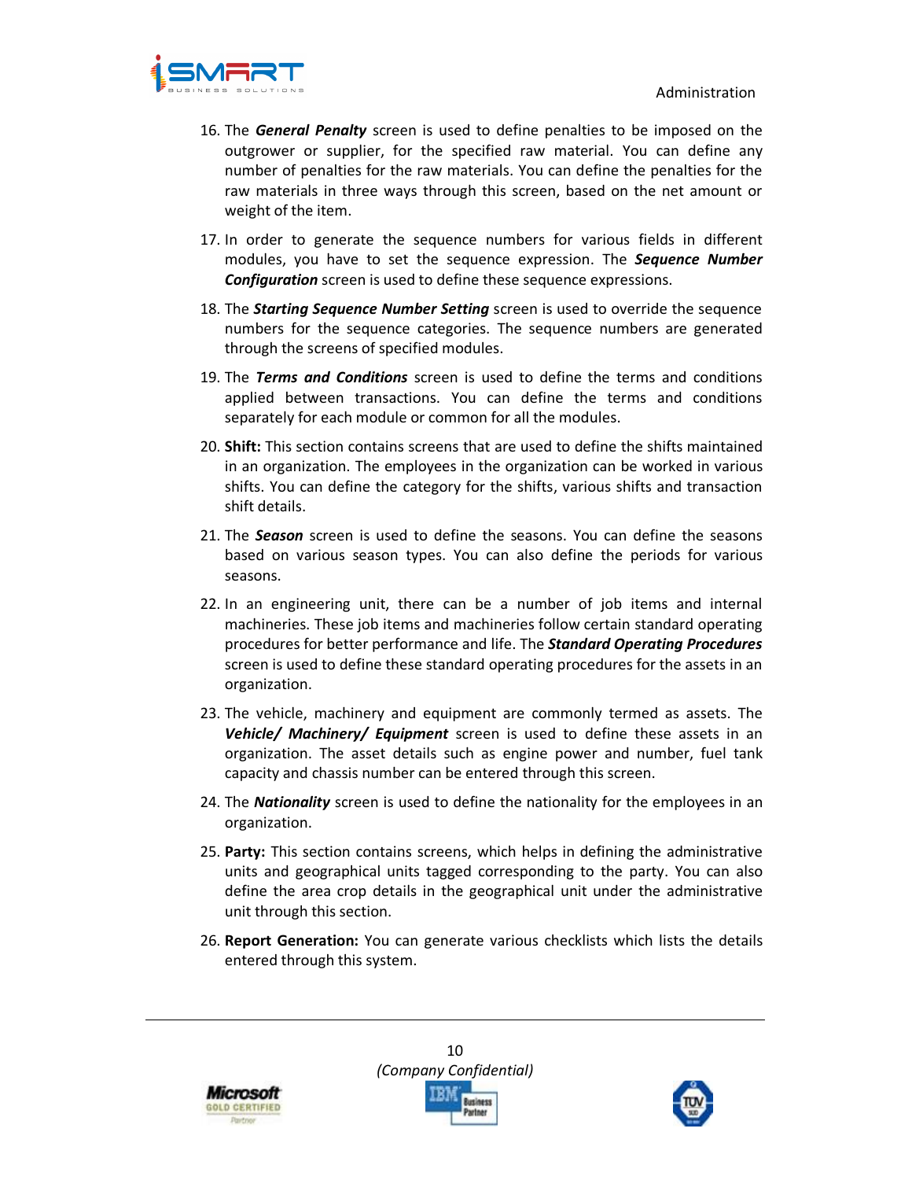16. The ***General Penalty*** screen is used to define penalties to be imposed on the outgrower or supplier, for the specified raw material. You can define any number of penalties for the raw materials. You can define the penalties for the raw materials in three ways through this screen, based on the net amount or weight of the item.

17. In order to generate the sequence numbers for various fields in different modules, you have to set the sequence expression. The ***Sequence Number Configuration*** screen is used to define these sequence expressions.

18. The ***Starting Sequence Number Setting*** screen is used to override the sequence numbers for the sequence categories. The sequence numbers are generated through the screens of specified modules.

19. The ***Terms and Conditions*** screen is used to define the terms and conditions applied between transactions. You can define the terms and conditions separately for each module or common for all the modules.

20. **Shift:** This section contains screens that are used to define the shifts maintained in an organization. The employees in the organization can be worked in various shifts. You can define the category for the shifts, various shifts and transaction shift details.

21. The ***Season*** screen is used to define the seasons. You can define the seasons based on various season types. You can also define the periods for various seasons.

22. In an engineering unit, there can be a number of job items and internal machineries. These job items and machineries follow certain standard operating procedures for better performance and life. The ***Standard Operating Procedures*** screen is used to define these standard operating procedures for the assets in an organization.

23. The vehicle, machinery and equipment are commonly termed as assets. The ***Vehicle/ Machinery/ Equipment*** screen is used to define these assets in an organization. The asset details such as engine power and number, fuel tank capacity and chassis number can be entered through this screen.

24. The ***Nationality*** screen is used to define the nationality for the employees in an organization.

25. **Party:** This section contains screens, which helps in defining the administrative units and geographical units tagged corresponding to the party. You can also define the area crop details in the geographical unit under the administrative unit through this section.

26. **Report Generation:** You can generate various checklists which lists the details entered through this system.